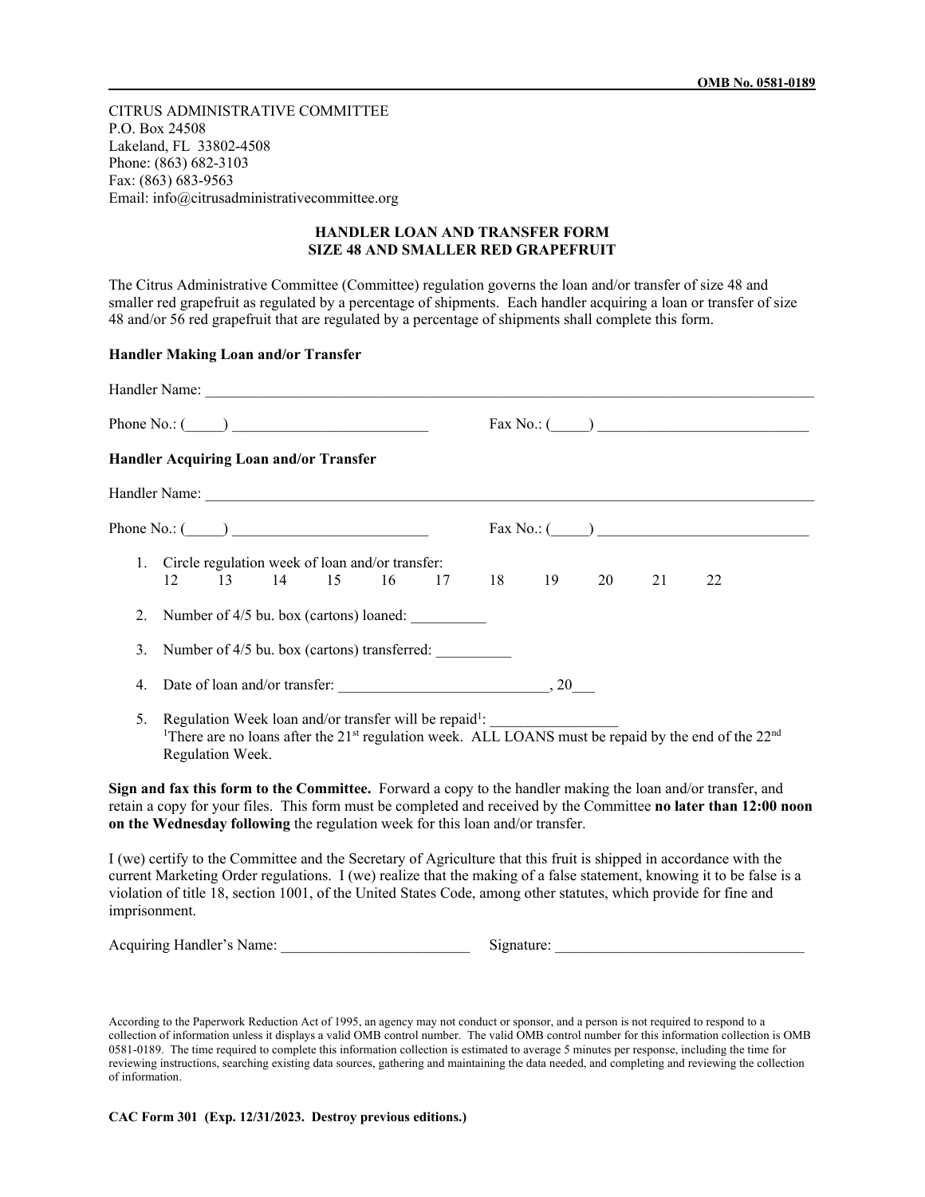**OMB No. 0581-0189**

CITRUS ADMINISTRATIVE COMMITTEE
P.O. Box 24508
Lakeland, FL 33802-4508
Phone: (863) 682-3103
Fax: (863) 683-9563
Email: info@citrusadministrativecommittee.org

## HANDLER LOAN AND TRANSFER FORM
## SIZE 48 AND SMALLER RED GRAPEFRUIT

The Citrus Administrative Committee (Committee) regulation governs the loan and/or transfer of size 48 and smaller red grapefruit as regulated by a percentage of shipments. Each handler acquiring a loan or transfer of size 48 and/or 56 red grapefruit that are regulated by a percentage of shipments shall complete this form.

**Handler Making Loan and/or Transfer**

Handler Name: ______________________________________________________________________________

Phone No.: (_____) __________________________ Fax No.: (_____) ____________________________

**Handler Acquiring Loan and/or Transfer**

Handler Name: ______________________________________________________________________________

Phone No.: (_____) __________________________ Fax No.: (_____) ____________________________

1. Circle regulation week of loan and/or transfer:
   12 13 14 15 16 17 18 19 20 21 22
2. Number of 4/5 bu. box (cartons) loaned: __________
3. Number of 4/5 bu. box (cartons) transferred: __________
4. Date of loan and/or transfer: ___________________________, 20___
5. Regulation Week loan and/or transfer will be repaid[1]: ________________
   [1]There are no loans after the 21st regulation week. ALL LOANS must be repaid by the end of the 22nd Regulation Week.

**Sign and fax this form to the Committee.** Forward a copy to the handler making the loan and/or transfer, and retain a copy for your files. This form must be completed and received by the Committee **no later than 12:00 noon on the Wednesday following** the regulation week for this loan and/or transfer.

I (we) certify to the Committee and the Secretary of Agriculture that this fruit is shipped in accordance with the current Marketing Order regulations. I (we) realize that the making of a false statement, knowing it to be false is a violation of title 18, section 1001, of the United States Code, among other statutes, which provide for fine and imprisonment.

Acquiring Handler's Name: _________________________ Signature: _________________________________

According to the Paperwork Reduction Act of 1995, an agency may not conduct or sponsor, and a person is not required to respond to a collection of information unless it displays a valid OMB control number. The valid OMB control number for this information collection is OMB 0581-0189. The time required to complete this information collection is estimated to average 5 minutes per response, including the time for reviewing instructions, searching existing data sources, gathering and maintaining the data needed, and completing and reviewing the collection of information.

**CAC Form 301 (Exp. 12/31/2023. Destroy previous editions.)**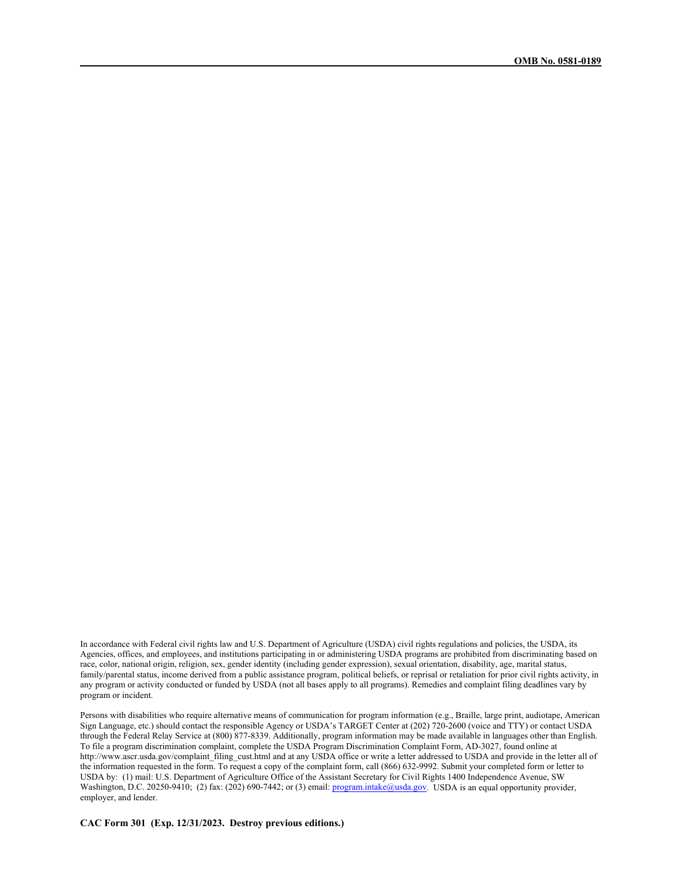**OMB No. 0581-0189**

In accordance with Federal civil rights law and U.S. Department of Agriculture (USDA) civil rights regulations and policies, the USDA, its Agencies, offices, and employees, and institutions participating in or administering USDA programs are prohibited from discriminating based on race, color, national origin, religion, sex, gender identity (including gender expression), sexual orientation, disability, age, marital status, family/parental status, income derived from a public assistance program, political beliefs, or reprisal or retaliation for prior civil rights activity, in any program or activity conducted or funded by USDA (not all bases apply to all programs). Remedies and complaint filing deadlines vary by program or incident.

Persons with disabilities who require alternative means of communication for program information (e.g., Braille, large print, audiotape, American Sign Language, etc.) should contact the responsible Agency or USDA's TARGET Center at (202) 720-2600 (voice and TTY) or contact USDA through the Federal Relay Service at (800) 877-8339. Additionally, program information may be made available in languages other than English. To file a program discrimination complaint, complete the USDA Program Discrimination Complaint Form, AD-3027, found online at http://www.ascr.usda.gov/complaint_filing_cust.html and at any USDA office or write a letter addressed to USDA and provide in the letter all of the information requested in the form. To request a copy of the complaint form, call (866) 632-9992. Submit your completed form or letter to USDA by: (1) mail: U.S. Department of Agriculture Office of the Assistant Secretary for Civil Rights 1400 Independence Avenue, SW Washington, D.C. 20250-9410; (2) fax: (202) 690-7442; or (3) email: program.intake@usda.gov. USDA is an equal opportunity provider, employer, and lender.

**CAC Form 301 (Exp. 12/31/2023. Destroy previous editions.)**